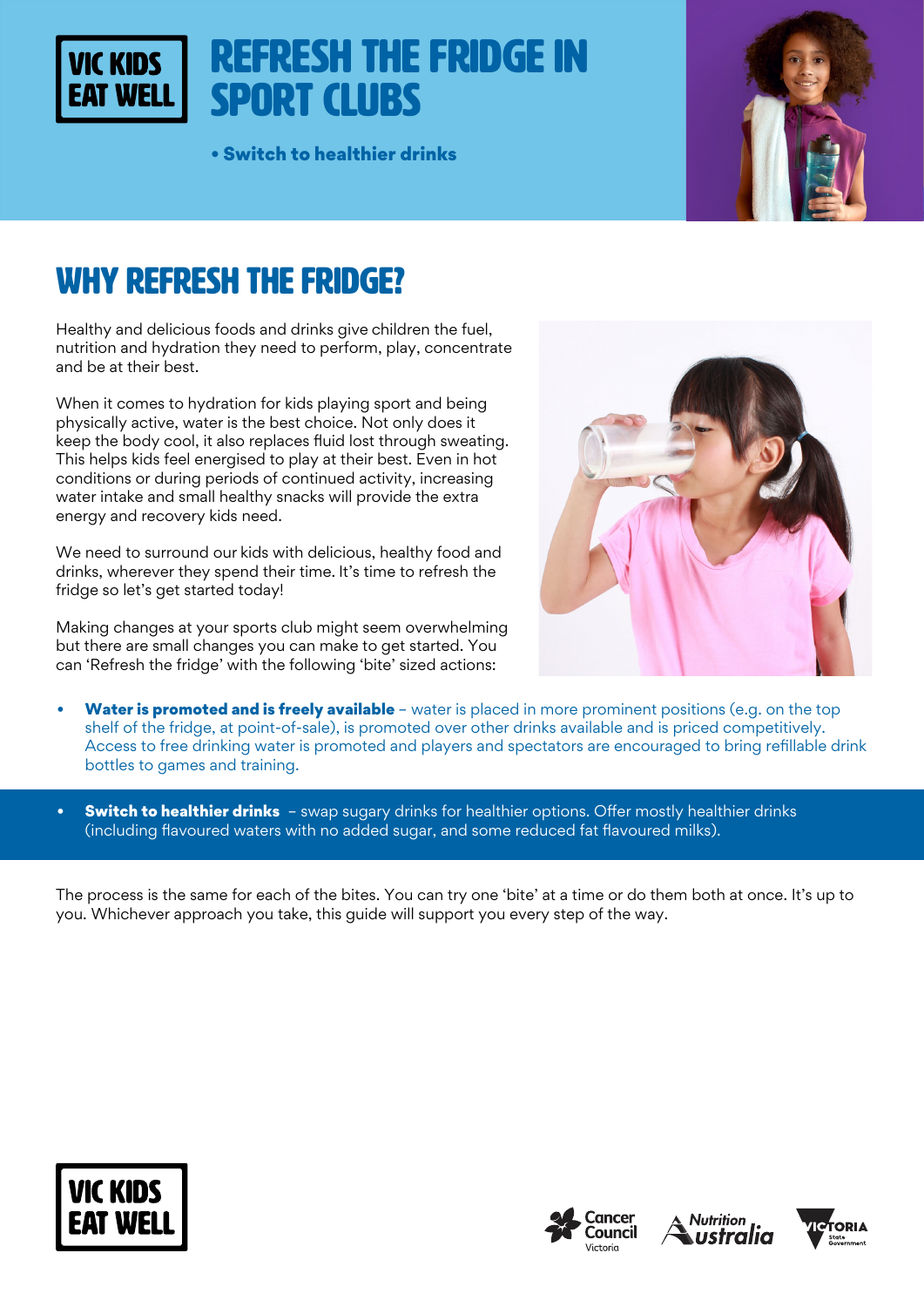VIC KIDS EAT WELL

# REFRESH THE FRIDGE IN SPORT CLUBS

**• Switch to healthier drinks**

## WHY REFRESH THE FRIDGE?

Healthy and delicious foods and drinks give children the fuel, nutrition and hydration they need to perform, play, concentrate and be at their best.

When it comes to hydration for kids playing sport and being physically active, water is the best choice. Not only does it keep the body cool, it also replaces fluid lost through sweating. This helps kids feel energised to play at their best. Even in hot conditions or during periods of continued activity, increasing water intake and small healthy snacks will provide the extra energy and recovery kids need.

We need to surround our kids with delicious, healthy food and drinks, wherever they spend their time. It's time to refresh the fridge so let's get started today!

Making changes at your sports club might seem overwhelming but there are small changes you can make to get started. You can 'Refresh the fridge' with the following 'bite' sized actions:

- **Water is promoted and is freely available** – water is placed in more prominent positions (e.g. on the top shelf of the fridge, at point-of-sale), is promoted over other drinks available and is priced competitively. Access to free drinking water is promoted and players and spectators are encouraged to bring refillable drink bottles to games and training.
- **Switch to healthier drinks** – swap sugary drinks for healthier options. Offer mostly healthier drinks (including flavoured waters with no added sugar, and some reduced fat flavoured milks).

The process is the same for each of the bites. You can try one 'bite' at a time or do them both at once. It's up to you. Whichever approach you take, this guide will support you every step of the way.

VIC KIDS EAT WELL

Cancer Council Victoria | Nutrition Australia | Victoria State Government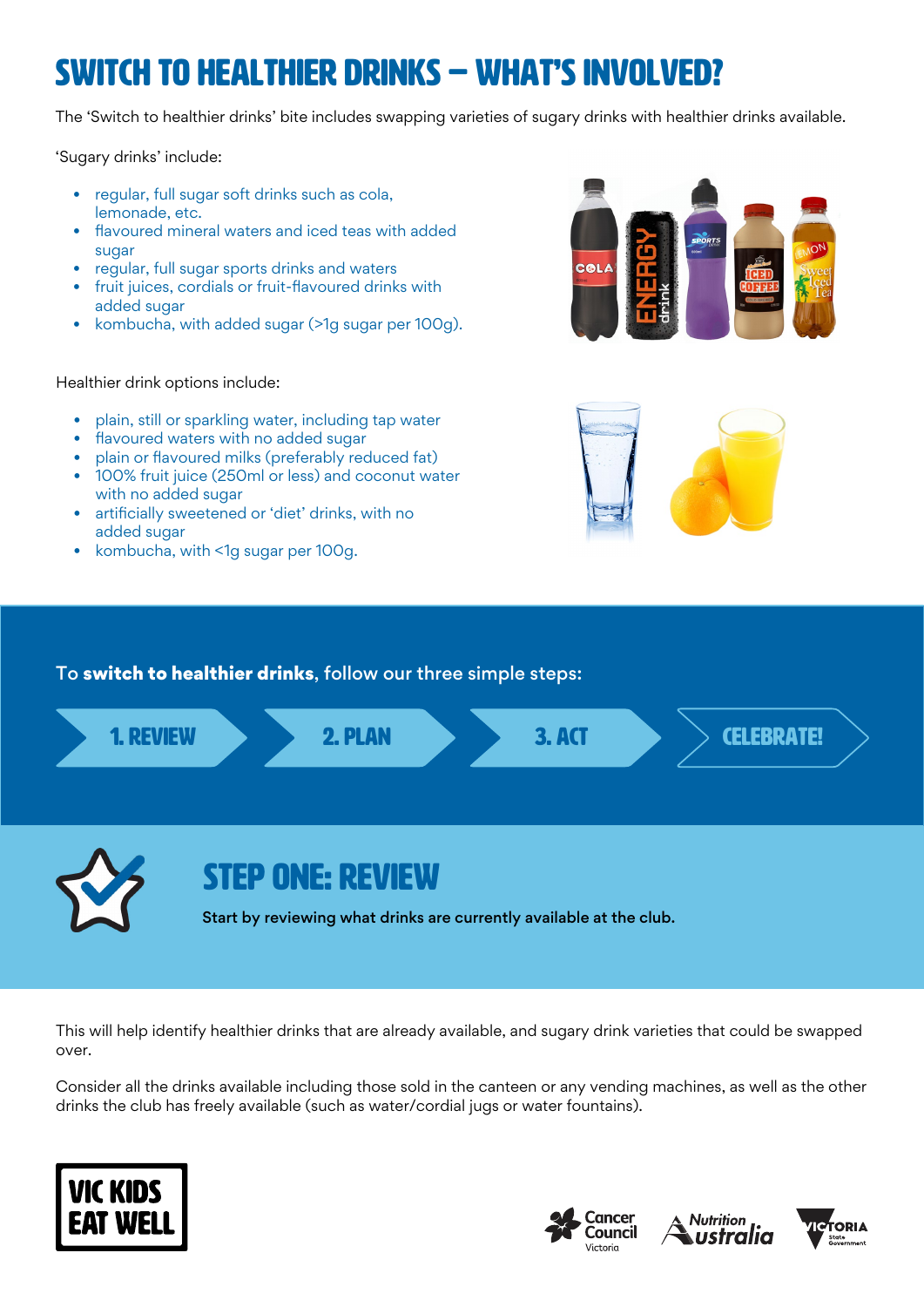# SWITCH TO HEALTHIER DRINKS – WHAT'S INVOLVED?

The 'Switch to healthier drinks' bite includes swapping varieties of sugary drinks with healthier drinks available.

'Sugary drinks' include:

- regular, full sugar soft drinks such as cola, lemonade, etc.
- flavoured mineral waters and iced teas with added sugar
- regular, full sugar sports drinks and waters
- fruit juices, cordials or fruit-flavoured drinks with added sugar
- kombucha, with added sugar (>1g sugar per 100g).

Healthier drink options include:

- plain, still or sparkling water, including tap water
- flavoured waters with no added sugar
- plain or flavoured milks (preferably reduced fat)
- 100% fruit juice (250ml or less) and coconut water with no added sugar
- artificially sweetened or 'diet' drinks, with no added sugar
- kombucha, with <1g sugar per 100g.

To **switch to healthier drinks**, follow our three simple steps:

1. REVIEW
2. PLAN
3. ACT

CELEBRATE!

## STEP ONE: REVIEW

**Start by reviewing what drinks are currently available at the club.**

This will help identify healthier drinks that are already available, and sugary drink varieties that could be swapped over.

Consider all the drinks available including those sold in the canteen or any vending machines, as well as the other drinks the club has freely available (such as water/cordial jugs or water fountains).

VIC KIDS EAT WELL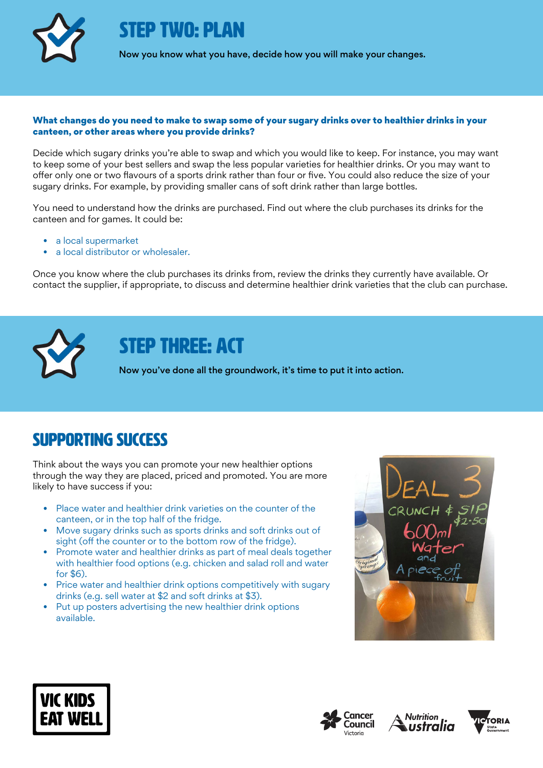# STEP TWO: PLAN

**Now you know what you have, decide how you will make your changes.**

**What changes do you need to make to swap some of your sugary drinks over to healthier drinks in your canteen, or other areas where you provide drinks?**

Decide which sugary drinks you're able to swap and which you would like to keep. For instance, you may want to keep some of your best sellers and swap the less popular varieties for healthier drinks. Or you may want to offer only one or two flavours of a sports drink rather than four or five. You could also reduce the size of your sugary drinks. For example, by providing smaller cans of soft drink rather than large bottles.

You need to understand how the drinks are purchased. Find out where the club purchases its drinks for the canteen and for games. It could be:

- a local supermarket
- a local distributor or wholesaler.

Once you know where the club purchases its drinks from, review the drinks they currently have available. Or contact the supplier, if appropriate, to discuss and determine healthier drink varieties that the club can purchase.

# STEP THREE: ACT

**Now you've done all the groundwork, it's time to put it into action.**

## SUPPORTING SUCCESS

Think about the ways you can promote your new healthier options through the way they are placed, priced and promoted. You are more likely to have success if you:

- Place water and healthier drink varieties on the counter of the canteen, or in the top half of the fridge.
- Move sugary drinks such as sports drinks and soft drinks out of sight (off the counter or to the bottom row of the fridge).
- Promote water and healthier drinks as part of meal deals together with healthier food options (e.g. chicken and salad roll and water for $6).
- Price water and healthier drink options competitively with sugary drinks (e.g. sell water at $2 and soft drinks at $3).
- Put up posters advertising the new healthier drink options available.

DEAL 3
CRUNCH & SIP $2.50
600ml Water and A piece of fruit

VIC KIDS EAT WELL

Cancer Council Victoria | Nutrition Australia | Victoria State Government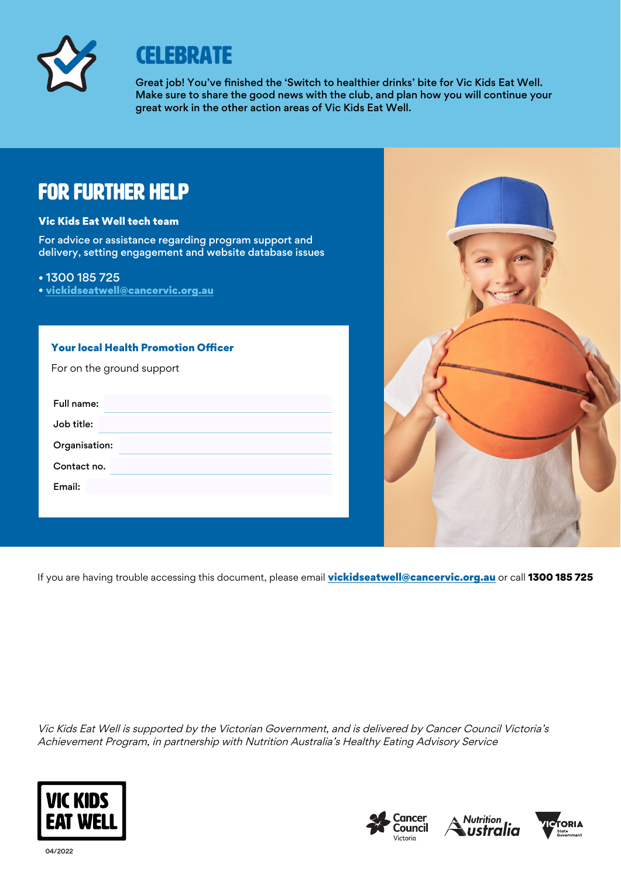# CELEBRATE

Great job! You've finished the 'Switch to healthier drinks' bite for Vic Kids Eat Well. Make sure to share the good news with the club, and plan how you will continue your great work in the other action areas of Vic Kids Eat Well.

## FOR FURTHER HELP

**Vic Kids Eat Well tech team**

For advice or assistance regarding program support and delivery, setting engagement and website database issues

- 1300 185 725
- **vickidseatwell@cancervic.org.au**

**Your local Health Promotion Officer**

For on the ground support

Full name:

Job title:

Organisation:

Contact no.

Email:

If you are having trouble accessing this document, please email **vickidseatwell@cancervic.org.au** or call **1300 185 725**

*Vic Kids Eat Well is supported by the Victorian Government, and is delivered by Cancer Council Victoria's Achievement Program, in partnership with Nutrition Australia's Healthy Eating Advisory Service*

VIC KIDS EAT WELL

04/2022

Cancer Council Victoria | Nutrition Australia | Victoria State Government